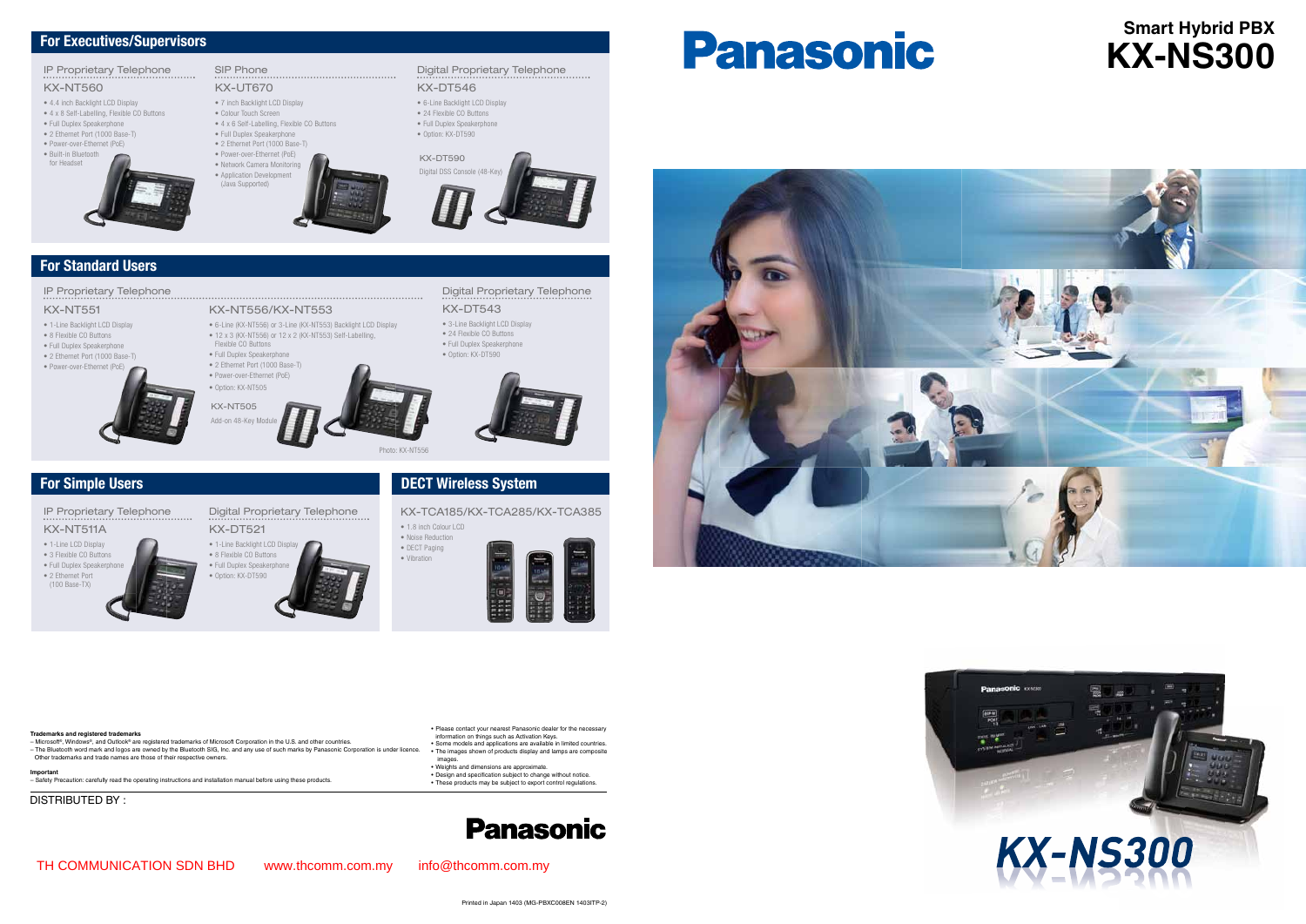# Panasonic

## Smart Hybrid PBX
# KX-NS300

## For Executives/Supervisors

### IP Proprietary Telephone
**KX-NT560**
- 4.4 inch Backlight LCD Display
- 4 x 8 Self-Labelling, Flexible CO Buttons
- Full Duplex Speakerphone
- 2 Ethernet Port (1000 Base-T)
- Power-over-Ethernet (PoE)
- Built-in Bluetooth for Headset

### SIP Phone
**KX-UT670**
- 7 inch Backlight LCD Display
- Colour Touch Screen
- 4 x 6 Self-Labelling, Flexible CO Buttons
- Full Duplex Speakerphone
- 2 Ethernet Port (1000 Base-T)
- Power-over-Ethernet (PoE)
- Network Camera Monitoring
- Application Development (Java Supported)

### Digital Proprietary Telephone
**KX-DT546**
- 6-Line Backlight LCD Display
- 24 Flexible CO Buttons
- Full Duplex Speakerphone
- Option: KX-DT590

**KX-DT590**
Digital DSS Console (48-Key)

## For Standard Users

### IP Proprietary Telephone
**KX-NT551**
- 1-Line Backlight LCD Display
- 8 Flexible CO Buttons
- Full Duplex Speakerphone
- 2 Ethernet Port (1000 Base-T)
- Power-over-Ethernet (PoE)

**KX-NT556/KX-NT553**
- 6-Line (KX-NT556) or 3-Line (KX-NT553) Backlight LCD Display
- 12 x 3 (KX-NT556) or 12 x 2 (KX-NT553) Self-Labelling, Flexible CO Buttons
- Full Duplex Speakerphone
- 2 Ethernet Port (1000 Base-T)
- Power-over-Ethernet (PoE)
- Option: KX-NT505

**KX-NT505**
Add-on 48-Key Module

Photo: KX-NT556

### Digital Proprietary Telephone
**KX-DT543**
- 3-Line Backlight LCD Display
- 24 Flexible CO Buttons
- Full Duplex Speakerphone
- Option: KX-DT590

## For Simple Users

### IP Proprietary Telephone
**KX-NT511A**
- 1-Line LCD Display
- 3 Flexible CO Buttons
- Full Duplex Speakerphone
- 2 Ethernet Port (100 Base-TX)

### Digital Proprietary Telephone
**KX-DT521**
- 1-Line Backlight LCD Display
- 8 Flexible CO Buttons
- Full Duplex Speakerphone
- Option: KX-DT590

## DECT Wireless System

**KX-TCA185/KX-TCA285/KX-TCA385**
- 1.8 Inch Colour LCD
- Noise Reduction
- DECT Paging
- Vibration

**Trademarks and registered trademarks**
– Microsoft®, Windows®, and Outlook® are registered trademarks of Microsoft Corporation in the U.S. and other countries.
– The Bluetooth word mark and logos are owned by the Bluetooth SIG, Inc. and any use of such marks by Panasonic Corporation is under license. Other trademarks and trade names are those of their respective owners.

**Important**
– Safety Precaution: carefully read the operating instructions and installation manual before using these products.

- Please contact your nearest Panasonic dealer for the necessary information on things such as Activation Keys.
- Some models and applications are available in limited countries.
- The images shown of products display and lamps are composite images.
- Weights and dimensions are approximate.
- Design and specification subject to change without notice.
- These products may be subject to export control regulations.

DISTRIBUTED BY :

Panasonic

TH COMMUNICATION SDN BHD www.thcomm.com.my info@thcomm.com.my

Printed in Japan 1403 (MG-PBXC008EN 1403ITP-2)

KX-NS300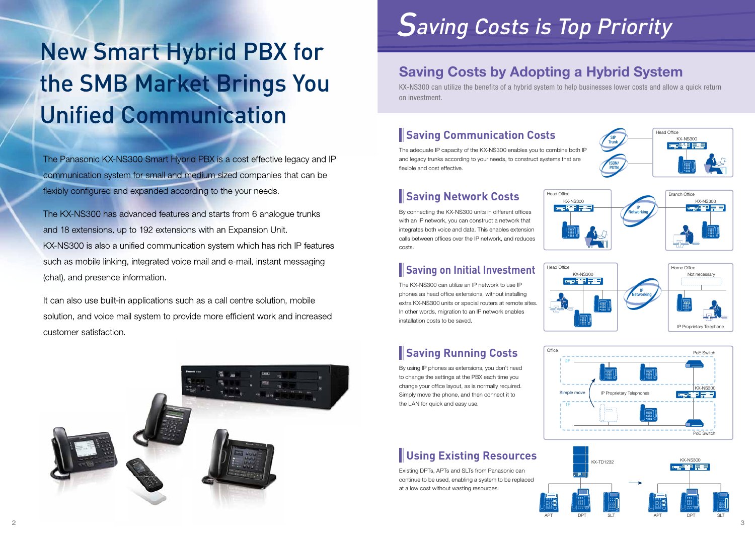# New Smart Hybrid PBX for the SMB Market Brings You Unified Communication

The Panasonic KX-NS300 Smart Hybrid PBX is a cost effective legacy and IP communication system for small and medium sized companies that can be flexibly configured and expanded according to the your needs.

The KX-NS300 has advanced features and starts from 6 analogue trunks and 18 extensions, up to 192 extensions with an Expansion Unit. KX-NS300 is also a unified communication system which has rich IP features such as mobile linking, integrated voice mail and e-mail, instant messaging (chat), and presence information.

It can also use built-in applications such as a call centre solution, mobile solution, and voice mail system to provide more efficient work and increased customer satisfaction.

# Saving Costs is Top Priority

## Saving Costs by Adopting a Hybrid System

KX-NS300 can utilize the benefits of a hybrid system to help businesses lower costs and allow a quick return on investment.

### Saving Communication Costs

The adequate IP capacity of the KX-NS300 enables you to combine both IP and legacy trunks according to your needs, to construct systems that are flexible and cost effective.

### Saving Network Costs

By connecting the KX-NS300 units in different offices with an IP network, you can construct a network that integrates both voice and data. This enables extension calls between offices over the IP network, and reduces costs.

### Saving on Initial Investment

The KX-NS300 can utilize an IP network to use IP phones as head office extensions, without installing extra KX-NS300 units or special routers at remote sites. In other words, migration to an IP network enables installation costs to be saved.

### Saving Running Costs

By using IP phones as extensions, you don't need to change the settings at the PBX each time you change your office layout, as is normally required. Simply move the phone, and then connect it to the LAN for quick and easy use.

### Using Existing Resources

Existing DPTs, APTs and SLTs from Panasonic can continue to be used, enabling a system to be replaced at a low cost without wasting resources.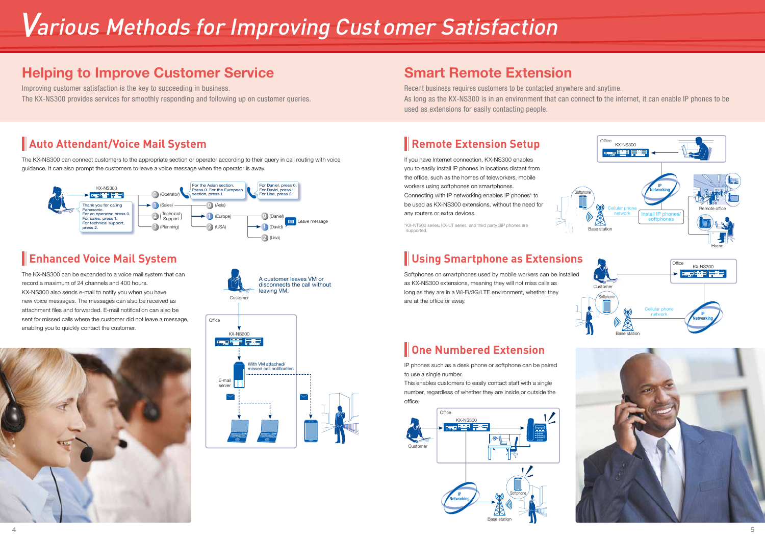# Various Methods for Improving Customer Satisfaction

## Helping to Improve Customer Service

Improving customer satisfaction is the key to succeeding in business.
The KX-NS300 provides services for smoothly responding and following up on customer queries.

### Auto Attendant/Voice Mail System

The KX-NS300 can connect customers to the appropriate section or operator according to their query in call routing with voice guidance. It can also prompt the customers to leave a voice message when the operator is away.

KX-NS300

Thank you for calling Panasonic. For an operator, press 0. For sales, press 1. For technical support, press 2.

0 (Operator)
1 (Sales)
2 (Technical Support)
3 (Planning)

For the Asian section, Press 0. For the European section, press 1.

0 (Asia)
1 (Europe)
2 (USA)

For Daniel, press 0. For David, press 1. For Lisa, press 2.

0 (Daniel)
1 (David)
2 (Lisa)

Leave message

### Enhanced Voice Mail System

The KX-NS300 can be expanded to a voice mail system that can record a maximum of 24 channels and 400 hours.
KX-NS300 also sends e-mail to notify you when you have new voice messages. The messages can also be received as attachment files and forwarded. E-mail notification can also be sent for missed calls where the customer did not leave a message, enabling you to quickly contact the customer.

Customer — A customer leaves VM or disconnects the call without leaving VM.

Office — KX-NS300 — E-mail server — With VM attached/missed call notification

## Smart Remote Extension

Recent business requires customers to be contacted anywhere and anytime.
As long as the KX-NS300 is in an environment that can connect to the internet, it can enable IP phones to be used as extensions for easily contacting people.

### Remote Extension Setup

If you have Internet connection, KX-NS300 enables you to easily install IP phones in locations distant from the office, such as the homes of teleworkers, mobile workers using softphones on smartphones.
Connecting with IP networking enables IP phones* to be used as KX-NS300 extensions, without the need for any routers or extra devices.

*KX-NT500 series, KX-UT series, and third party SIP phones are supported.

Office — KX-NS300 — IP Networking — Install IP phones/softphones — Remote office — Home — Softphone — Cellular phone network — Base station

### Using Smartphone as Extensions

Softphones on smartphones used by mobile workers can be installed as KX-NS300 extensions, meaning they will not miss calls as long as they are in a Wi-Fi/3G/LTE environment, whether they are at the office or away.

Customer — Office — KX-NS300 — Softphone — Cellular phone network — IP Networking — Base station

### One Numbered Extension

IP phones such as a desk phone or softphone can be paired to use a single number.
This enables customers to easily contact staff with a single number, regardless of whether they are inside or outside the office.

Customer — Office — KX-NS300 — IP Networking — Softphone — Base station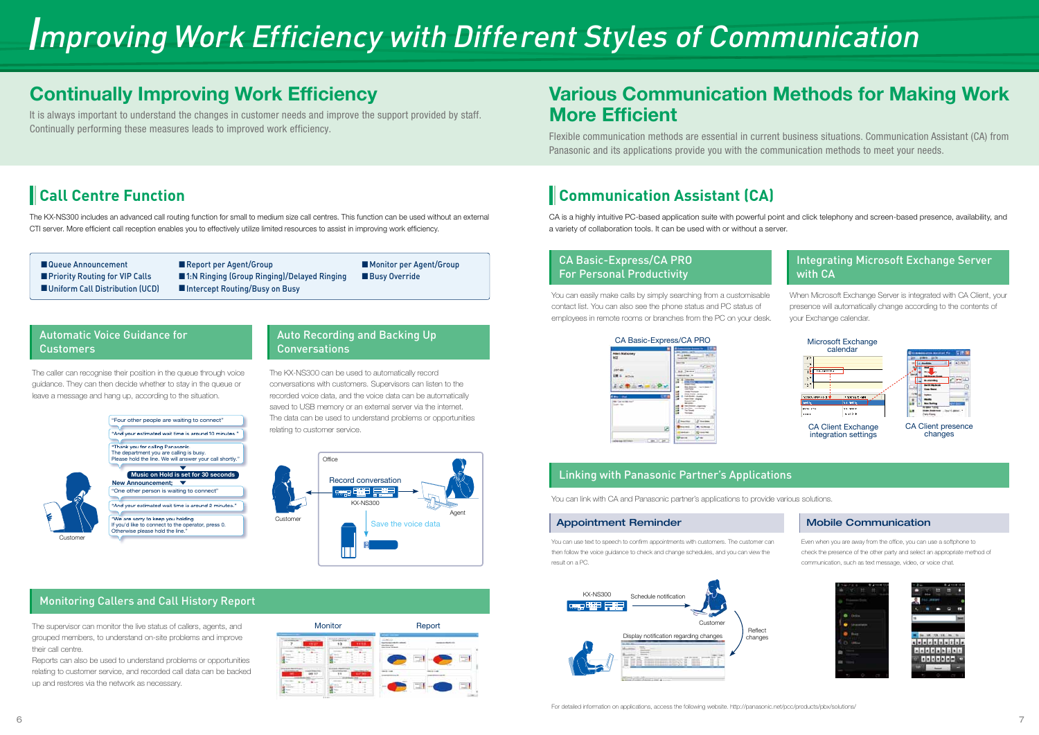# Improving Work Efficiency with Different Styles of Communication

## Continually Improving Work Efficiency

It is always important to understand the changes in customer needs and improve the support provided by staff. Continually performing these measures leads to improved work efficiency.

### Call Centre Function

The KX-NS300 includes an advanced call routing function for small to medium size call centres. This function can be used without an external CTI server. More efficient call reception enables you to effectively utilize limited resources to assist in improving work efficiency.

- Queue Announcement
- Priority Routing for VIP Calls
- Uniform Call Distribution (UCD)
- Report per Agent/Group
- 1:N Ringing (Group Ringing)/Delayed Ringing
- Intercept Routing/Busy on Busy
- Monitor per Agent/Group
- Busy Override

#### Automatic Voice Guidance for Customers

The caller can recognise their position in the queue through voice guidance. They can then decide whether to stay in the queue or leave a message and hang up, according to the situation.

"Four other people are waiting to connect"
"And your estimated wait time is around 10 minutes."
"Thank you for calling Panasonic. The department you are calling is busy. Please hold the line. We will answer your call shortly."
Music on Hold is set for 30 seconds
New Announcement;
"One other person is waiting to connect"
"And your estimated wait time is around 2 minutes."
"We are sorry to keep you holding. If you'd like to connect to the operator, press 0. Otherwise please hold the line."
Customer

#### Auto Recording and Backing Up Conversations

The KX-NS300 can be used to automatically record conversations with customers. Supervisors can listen to the recorded voice data, and the voice data can be automatically saved to USB memory or an external server via the internet. The data can be used to understand problems or opportunities relating to customer service.

Office
Record conversation
KX-NS300
Customer
Agent
Save the voice data

#### Monitoring Callers and Call History Report

The supervisor can monitor the live status of callers, agents, and grouped members, to understand on-site problems and improve their call centre.

Reports can also be used to understand problems or opportunities relating to customer service, and recorded call data can be backed up and restores via the network as necessary.

Monitor
Report

## Various Communication Methods for Making Work More Efficient

Flexible communication methods are essential in current business situations. Communication Assistant (CA) from Panasonic and its applications provide you with the communication methods to meet your needs.

### Communication Assistant (CA)

CA is a highly intuitive PC-based application suite with powerful point and click telephony and screen-based presence, availability, and a variety of collaboration tools. It can be used with or without a server.

#### CA Basic-Express/CA PRO For Personal Productivity

You can easily make calls by simply searching from a customisable contact list. You can also see the phone status and PC status of employees in remote rooms or branches from the PC on your desk.

CA Basic-Express/CA PRO

#### Integrating Microsoft Exchange Server with CA

When Microsoft Exchange Server is integrated with CA Client, your presence will automatically change according to the contents of your Exchange calendar.

Microsoft Exchange calendar
CA Client Exchange integration settings
CA Client presence changes

#### Linking with Panasonic Partner's Applications

You can link with CA and Panasonic partner's applications to provide various solutions.

##### Appointment Reminder

You can use text to speech to confirm appointments with customers. The customer can then follow the voice guidance to check and change schedules, and you can view the result on a PC.

KX-NS300
Schedule notification
Customer
Reflect changes
Display notification regarding changes

##### Mobile Communication

Even when you are away from the office, you can use a softphone to check the presence of the other party and select an appropriate method of communication, such as text message, video, or voice chat.

For detailed information on applications, access the following website. http://panasonic.net/pcc/products/pbx/solutions/